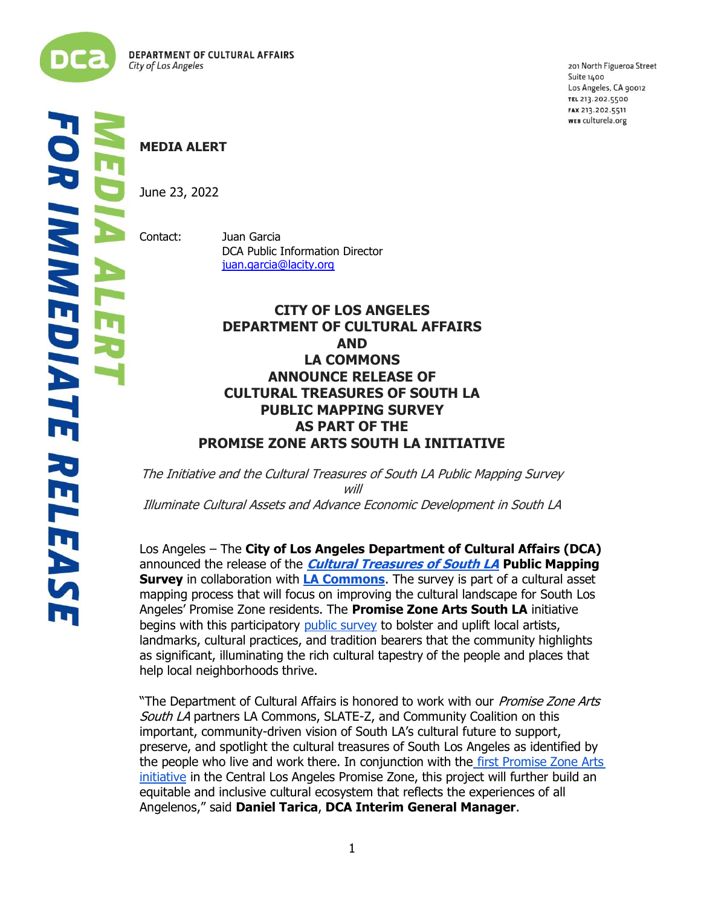**DEPARTMENT OF CULTURAL AFFAIRS**
*City of Los Angeles*

201 North Figueroa Street
Suite 1400
Los Angeles, CA 90012
TEL 213.202.5500
FAX 213.202.5511
WEB culturela.org

**MEDIA ALERT**
**FOR IMMEDIATE RELEASE**

**MEDIA ALERT**

June 23, 2022

Contact: Juan Garcia
DCA Public Information Director
juan.garcia@lacity.org

# CITY OF LOS ANGELES DEPARTMENT OF CULTURAL AFFAIRS AND LA COMMONS ANNOUNCE RELEASE OF CULTURAL TREASURES OF SOUTH LA PUBLIC MAPPING SURVEY AS PART OF THE PROMISE ZONE ARTS SOUTH LA INITIATIVE

*The Initiative and the Cultural Treasures of South LA Public Mapping Survey will Illuminate Cultural Assets and Advance Economic Development in South LA*

Los Angeles – The **City of Los Angeles Department of Cultural Affairs (DCA)** announced the release of the ***Cultural Treasures of South LA*** **Public Mapping Survey** in collaboration with **LA Commons**. The survey is part of a cultural asset mapping process that will focus on improving the cultural landscape for South Los Angeles' Promise Zone residents. The **Promise Zone Arts South LA** initiative begins with this participatory public survey to bolster and uplift local artists, landmarks, cultural practices, and tradition bearers that the community highlights as significant, illuminating the rich cultural tapestry of the people and places that help local neighborhoods thrive.

"The Department of Cultural Affairs is honored to work with our *Promise Zone Arts South LA* partners LA Commons, SLATE-Z, and Community Coalition on this important, community-driven vision of South LA's cultural future to support, preserve, and spotlight the cultural treasures of South Los Angeles as identified by the people who live and work there. In conjunction with the first Promise Zone Arts initiative in the Central Los Angeles Promise Zone, this project will further build an equitable and inclusive cultural ecosystem that reflects the experiences of all Angelenos," said **Daniel Tarica**, **DCA Interim General Manager**.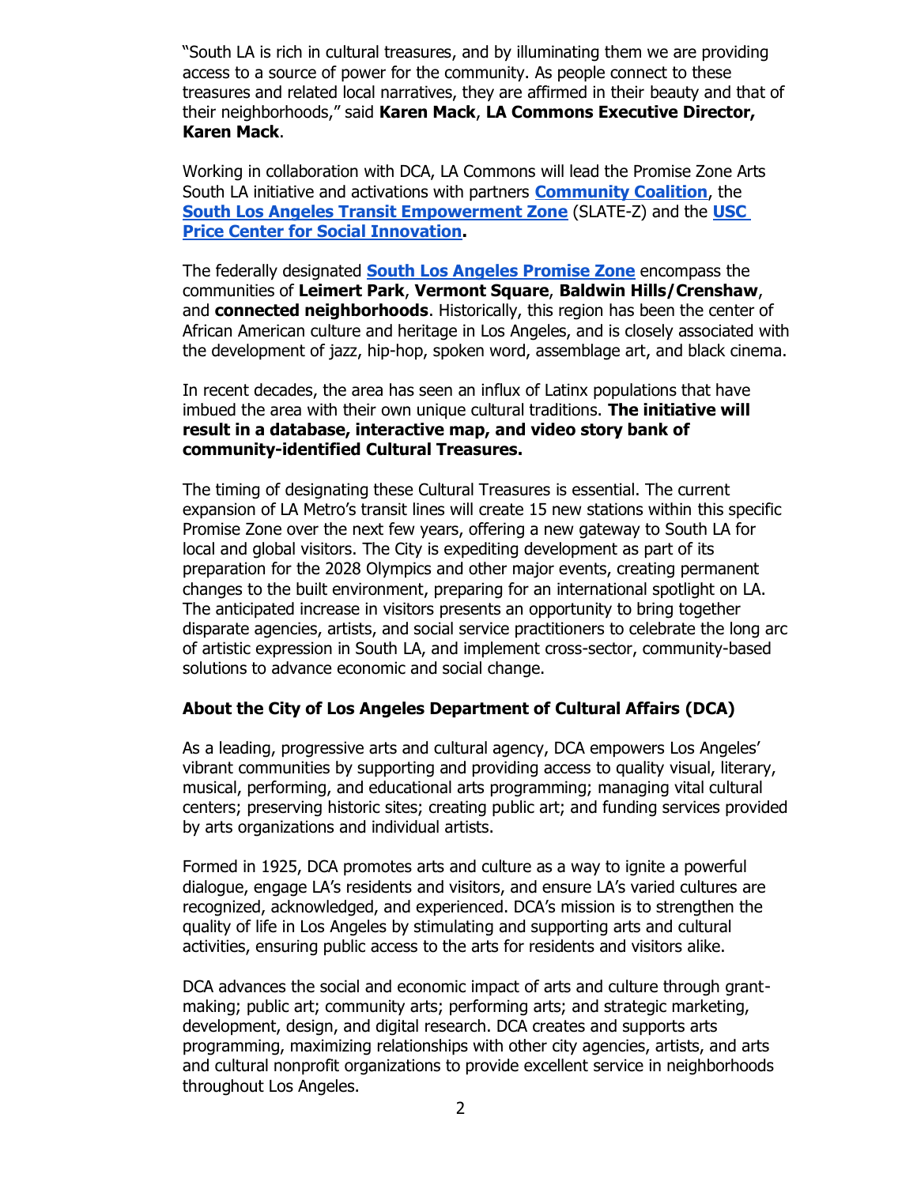"South LA is rich in cultural treasures, and by illuminating them we are providing access to a source of power for the community. As people connect to these treasures and related local narratives, they are affirmed in their beauty and that of their neighborhoods," said **Karen Mack**, **LA Commons Executive Director, Karen Mack**.

Working in collaboration with DCA, LA Commons will lead the Promise Zone Arts South LA initiative and activations with partners **[Community Coalition](#)**, the **[South Los Angeles Transit Empowerment Zone](#)** (SLATE-Z) and the **[USC Price Center for Social Innovation](#).**

The federally designated **[South Los Angeles Promise Zone](#)** encompass the communities of **Leimert Park**, **Vermont Square**, **Baldwin Hills/Crenshaw**, and **connected neighborhoods**. Historically, this region has been the center of African American culture and heritage in Los Angeles, and is closely associated with the development of jazz, hip-hop, spoken word, assemblage art, and black cinema.

In recent decades, the area has seen an influx of Latinx populations that have imbued the area with their own unique cultural traditions. **The initiative will result in a database, interactive map, and video story bank of community-identified Cultural Treasures.**

The timing of designating these Cultural Treasures is essential. The current expansion of LA Metro's transit lines will create 15 new stations within this specific Promise Zone over the next few years, offering a new gateway to South LA for local and global visitors. The City is expediting development as part of its preparation for the 2028 Olympics and other major events, creating permanent changes to the built environment, preparing for an international spotlight on LA. The anticipated increase in visitors presents an opportunity to bring together disparate agencies, artists, and social service practitioners to celebrate the long arc of artistic expression in South LA, and implement cross-sector, community-based solutions to advance economic and social change.

**About the City of Los Angeles Department of Cultural Affairs (DCA)**

As a leading, progressive arts and cultural agency, DCA empowers Los Angeles' vibrant communities by supporting and providing access to quality visual, literary, musical, performing, and educational arts programming; managing vital cultural centers; preserving historic sites; creating public art; and funding services provided by arts organizations and individual artists.

Formed in 1925, DCA promotes arts and culture as a way to ignite a powerful dialogue, engage LA's residents and visitors, and ensure LA's varied cultures are recognized, acknowledged, and experienced. DCA's mission is to strengthen the quality of life in Los Angeles by stimulating and supporting arts and cultural activities, ensuring public access to the arts for residents and visitors alike.

DCA advances the social and economic impact of arts and culture through grant-making; public art; community arts; performing arts; and strategic marketing, development, design, and digital research. DCA creates and supports arts programming, maximizing relationships with other city agencies, artists, and arts and cultural nonprofit organizations to provide excellent service in neighborhoods throughout Los Angeles.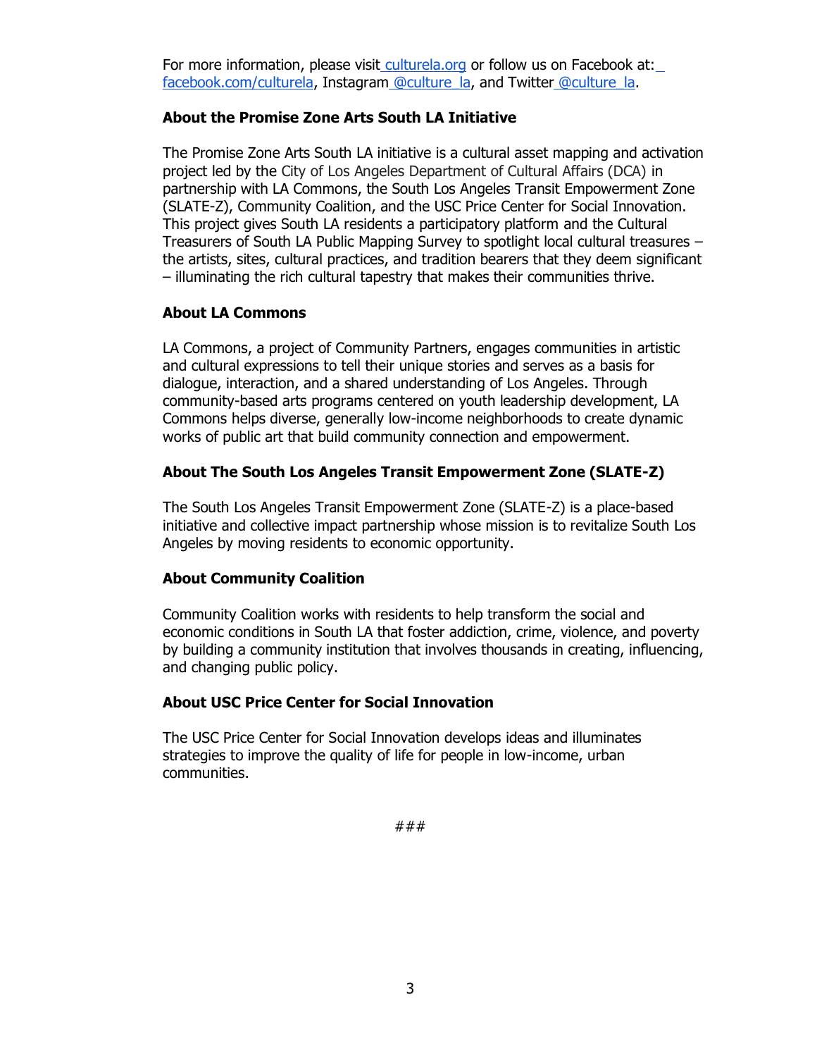For more information, please visit culturela.org or follow us on Facebook at: facebook.com/culturela, Instagram @culture_la, and Twitter @culture_la.

**About the Promise Zone Arts South LA Initiative**

The Promise Zone Arts South LA initiative is a cultural asset mapping and activation project led by the City of Los Angeles Department of Cultural Affairs (DCA) in partnership with LA Commons, the South Los Angeles Transit Empowerment Zone (SLATE-Z), Community Coalition, and the USC Price Center for Social Innovation. This project gives South LA residents a participatory platform and the Cultural Treasurers of South LA Public Mapping Survey to spotlight local cultural treasures – the artists, sites, cultural practices, and tradition bearers that they deem significant – illuminating the rich cultural tapestry that makes their communities thrive.

**About LA Commons**

LA Commons, a project of Community Partners, engages communities in artistic and cultural expressions to tell their unique stories and serves as a basis for dialogue, interaction, and a shared understanding of Los Angeles. Through community-based arts programs centered on youth leadership development, LA Commons helps diverse, generally low-income neighborhoods to create dynamic works of public art that build community connection and empowerment.

**About The South Los Angeles Transit Empowerment Zone (SLATE-Z)**

The South Los Angeles Transit Empowerment Zone (SLATE-Z) is a place-based initiative and collective impact partnership whose mission is to revitalize South Los Angeles by moving residents to economic opportunity.

**About Community Coalition**

Community Coalition works with residents to help transform the social and economic conditions in South LA that foster addiction, crime, violence, and poverty by building a community institution that involves thousands in creating, influencing, and changing public policy.

**About USC Price Center for Social Innovation**

The USC Price Center for Social Innovation develops ideas and illuminates strategies to improve the quality of life for people in low-income, urban communities.

###